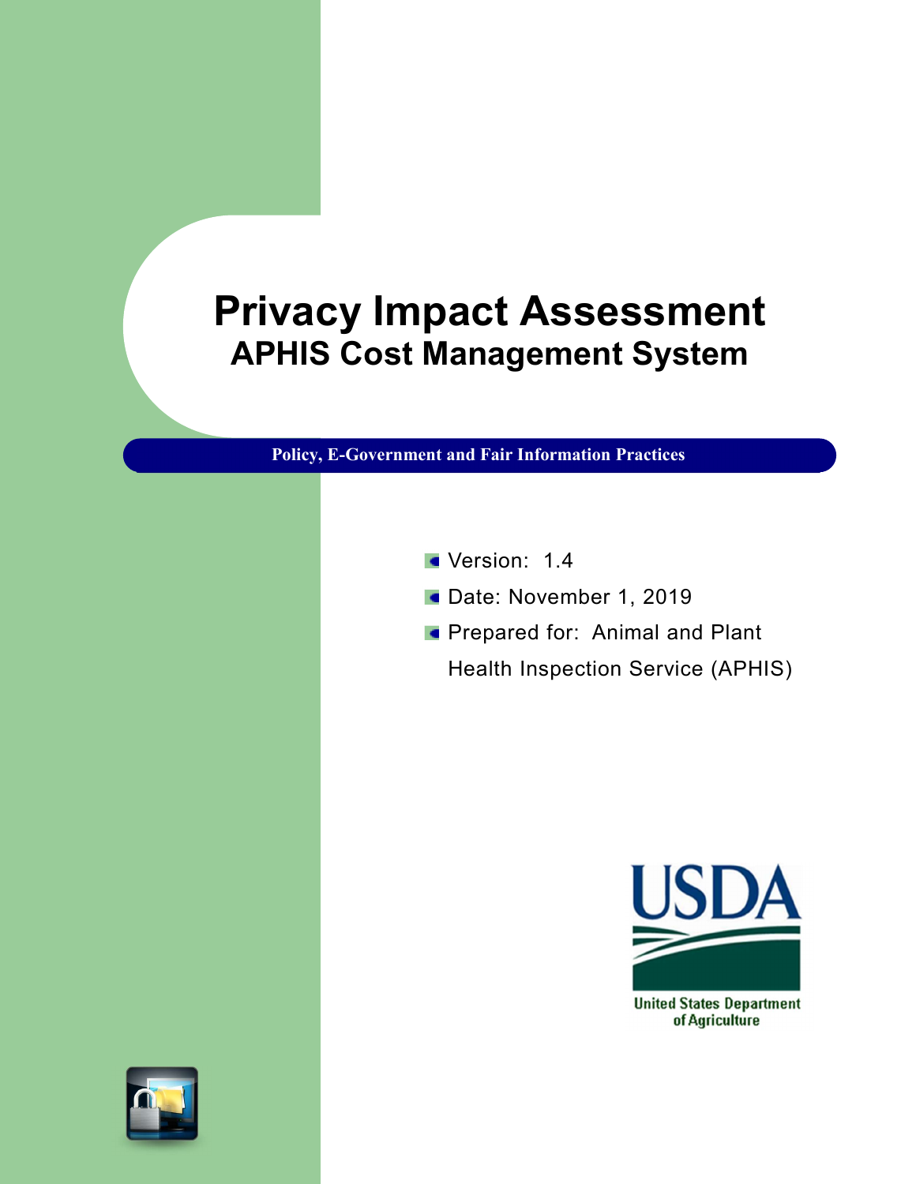# Privacy Impact Assessment

## APHIS Cost Management System

**Policy, E-Government and Fair Information Practices**

- Version: 1.4
- Date: November 1, 2019
- Prepared for: Animal and Plant Health Inspection Service (APHIS)

USDA

United States Department of Agriculture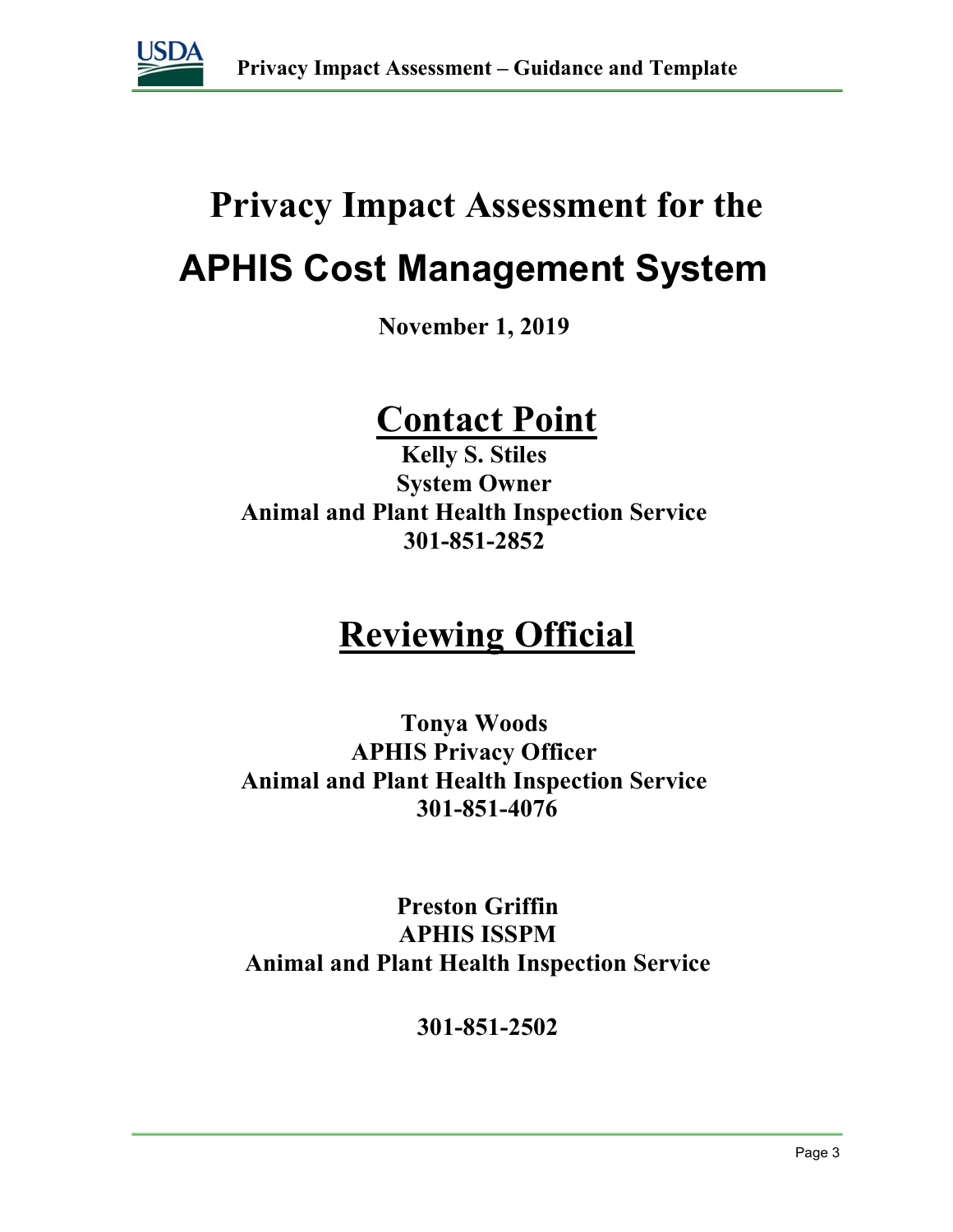# Privacy Impact Assessment for the

# APHIS Cost Management System

**November 1, 2019**

## Contact Point

**Kelly S. Stiles**
**System Owner**
**Animal and Plant Health Inspection Service**
**301-851-2852**

## Reviewing Official

**Tonya Woods**
**APHIS Privacy Officer**
**Animal and Plant Health Inspection Service**
**301-851-4076**

**Preston Griffin**
**APHIS ISSPM**
**Animal and Plant Health Inspection Service**

**301-851-2502**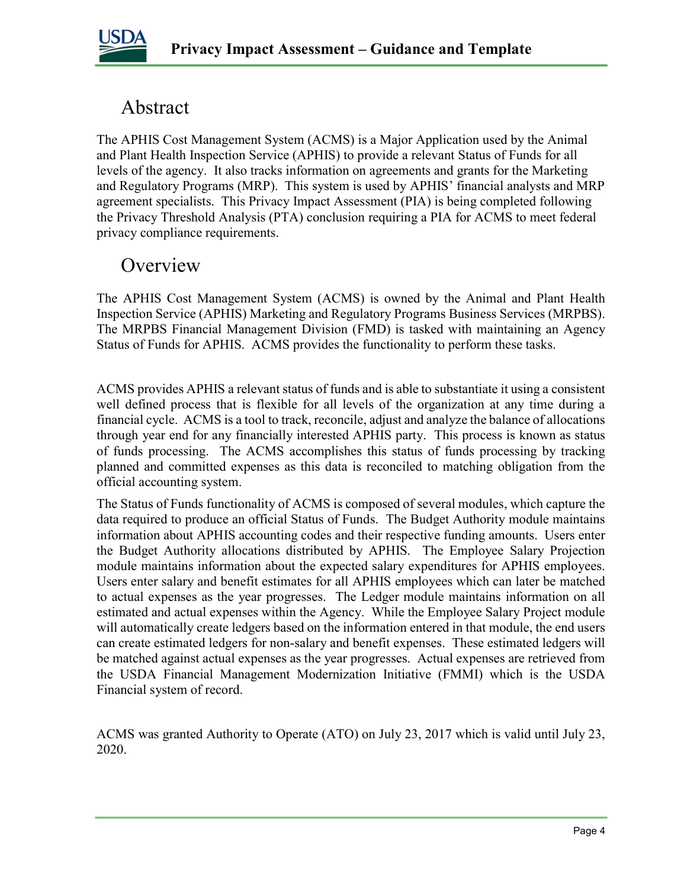# Abstract

The APHIS Cost Management System (ACMS) is a Major Application used by the Animal and Plant Health Inspection Service (APHIS) to provide a relevant Status of Funds for all levels of the agency. It also tracks information on agreements and grants for the Marketing and Regulatory Programs (MRP). This system is used by APHIS' financial analysts and MRP agreement specialists. This Privacy Impact Assessment (PIA) is being completed following the Privacy Threshold Analysis (PTA) conclusion requiring a PIA for ACMS to meet federal privacy compliance requirements.

# Overview

The APHIS Cost Management System (ACMS) is owned by the Animal and Plant Health Inspection Service (APHIS) Marketing and Regulatory Programs Business Services (MRPBS). The MRPBS Financial Management Division (FMD) is tasked with maintaining an Agency Status of Funds for APHIS. ACMS provides the functionality to perform these tasks.

ACMS provides APHIS a relevant status of funds and is able to substantiate it using a consistent well defined process that is flexible for all levels of the organization at any time during a financial cycle. ACMS is a tool to track, reconcile, adjust and analyze the balance of allocations through year end for any financially interested APHIS party. This process is known as status of funds processing. The ACMS accomplishes this status of funds processing by tracking planned and committed expenses as this data is reconciled to matching obligation from the official accounting system.

The Status of Funds functionality of ACMS is composed of several modules, which capture the data required to produce an official Status of Funds. The Budget Authority module maintains information about APHIS accounting codes and their respective funding amounts. Users enter the Budget Authority allocations distributed by APHIS. The Employee Salary Projection module maintains information about the expected salary expenditures for APHIS employees. Users enter salary and benefit estimates for all APHIS employees which can later be matched to actual expenses as the year progresses. The Ledger module maintains information on all estimated and actual expenses within the Agency. While the Employee Salary Project module will automatically create ledgers based on the information entered in that module, the end users can create estimated ledgers for non-salary and benefit expenses. These estimated ledgers will be matched against actual expenses as the year progresses. Actual expenses are retrieved from the USDA Financial Management Modernization Initiative (FMMI) which is the USDA Financial system of record.

ACMS was granted Authority to Operate (ATO) on July 23, 2017 which is valid until July 23, 2020.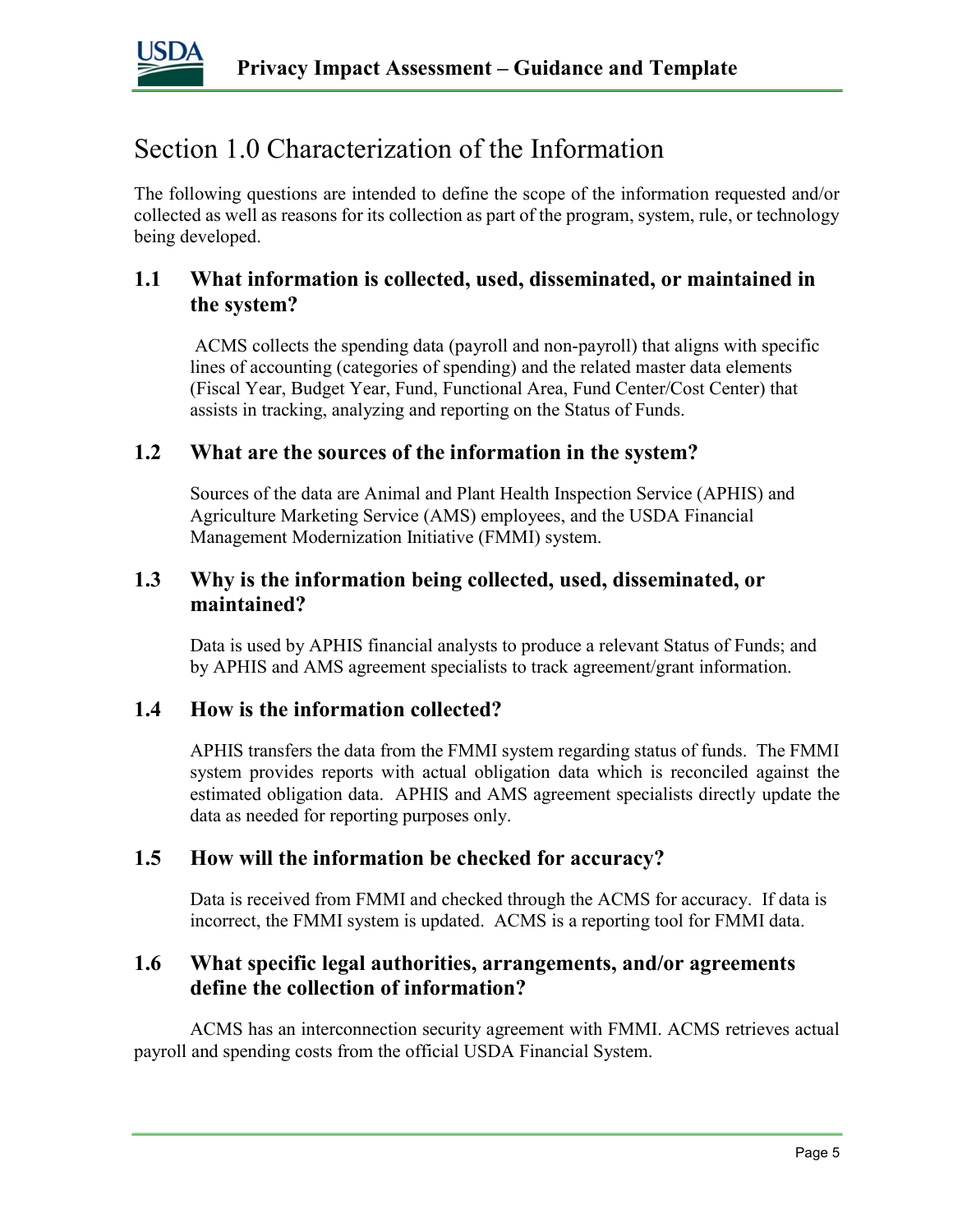# Section 1.0 Characterization of the Information

The following questions are intended to define the scope of the information requested and/or collected as well as reasons for its collection as part of the program, system, rule, or technology being developed.

## 1.1 What information is collected, used, disseminated, or maintained in the system?

ACMS collects the spending data (payroll and non-payroll) that aligns with specific lines of accounting (categories of spending) and the related master data elements (Fiscal Year, Budget Year, Fund, Functional Area, Fund Center/Cost Center) that assists in tracking, analyzing and reporting on the Status of Funds.

## 1.2 What are the sources of the information in the system?

Sources of the data are Animal and Plant Health Inspection Service (APHIS) and Agriculture Marketing Service (AMS) employees, and the USDA Financial Management Modernization Initiative (FMMI) system.

## 1.3 Why is the information being collected, used, disseminated, or maintained?

Data is used by APHIS financial analysts to produce a relevant Status of Funds; and by APHIS and AMS agreement specialists to track agreement/grant information.

## 1.4 How is the information collected?

APHIS transfers the data from the FMMI system regarding status of funds. The FMMI system provides reports with actual obligation data which is reconciled against the estimated obligation data. APHIS and AMS agreement specialists directly update the data as needed for reporting purposes only.

## 1.5 How will the information be checked for accuracy?

Data is received from FMMI and checked through the ACMS for accuracy. If data is incorrect, the FMMI system is updated. ACMS is a reporting tool for FMMI data.

## 1.6 What specific legal authorities, arrangements, and/or agreements define the collection of information?

ACMS has an interconnection security agreement with FMMI. ACMS retrieves actual payroll and spending costs from the official USDA Financial System.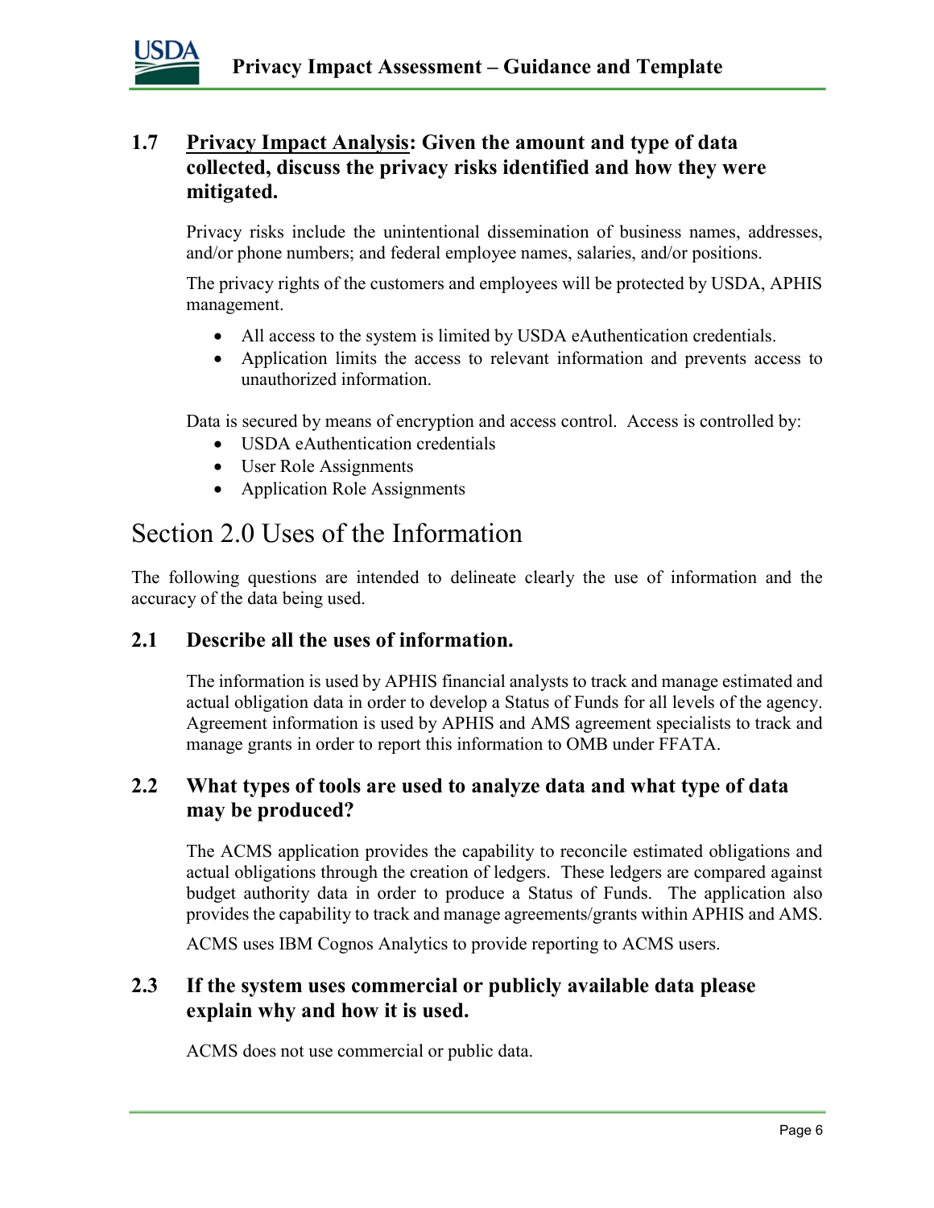### 1.7 Privacy Impact Analysis: Given the amount and type of data collected, discuss the privacy risks identified and how they were mitigated.

Privacy risks include the unintentional dissemination of business names, addresses, and/or phone numbers; and federal employee names, salaries, and/or positions.

The privacy rights of the customers and employees will be protected by USDA, APHIS management.

- All access to the system is limited by USDA eAuthentication credentials.
- Application limits the access to relevant information and prevents access to unauthorized information.

Data is secured by means of encryption and access control. Access is controlled by:

- USDA eAuthentication credentials
- User Role Assignments
- Application Role Assignments

## Section 2.0 Uses of the Information

The following questions are intended to delineate clearly the use of information and the accuracy of the data being used.

### 2.1 Describe all the uses of information.

The information is used by APHIS financial analysts to track and manage estimated and actual obligation data in order to develop a Status of Funds for all levels of the agency. Agreement information is used by APHIS and AMS agreement specialists to track and manage grants in order to report this information to OMB under FFATA.

### 2.2 What types of tools are used to analyze data and what type of data may be produced?

The ACMS application provides the capability to reconcile estimated obligations and actual obligations through the creation of ledgers. These ledgers are compared against budget authority data in order to produce a Status of Funds. The application also provides the capability to track and manage agreements/grants within APHIS and AMS.

ACMS uses IBM Cognos Analytics to provide reporting to ACMS users.

### 2.3 If the system uses commercial or publicly available data please explain why and how it is used.

ACMS does not use commercial or public data.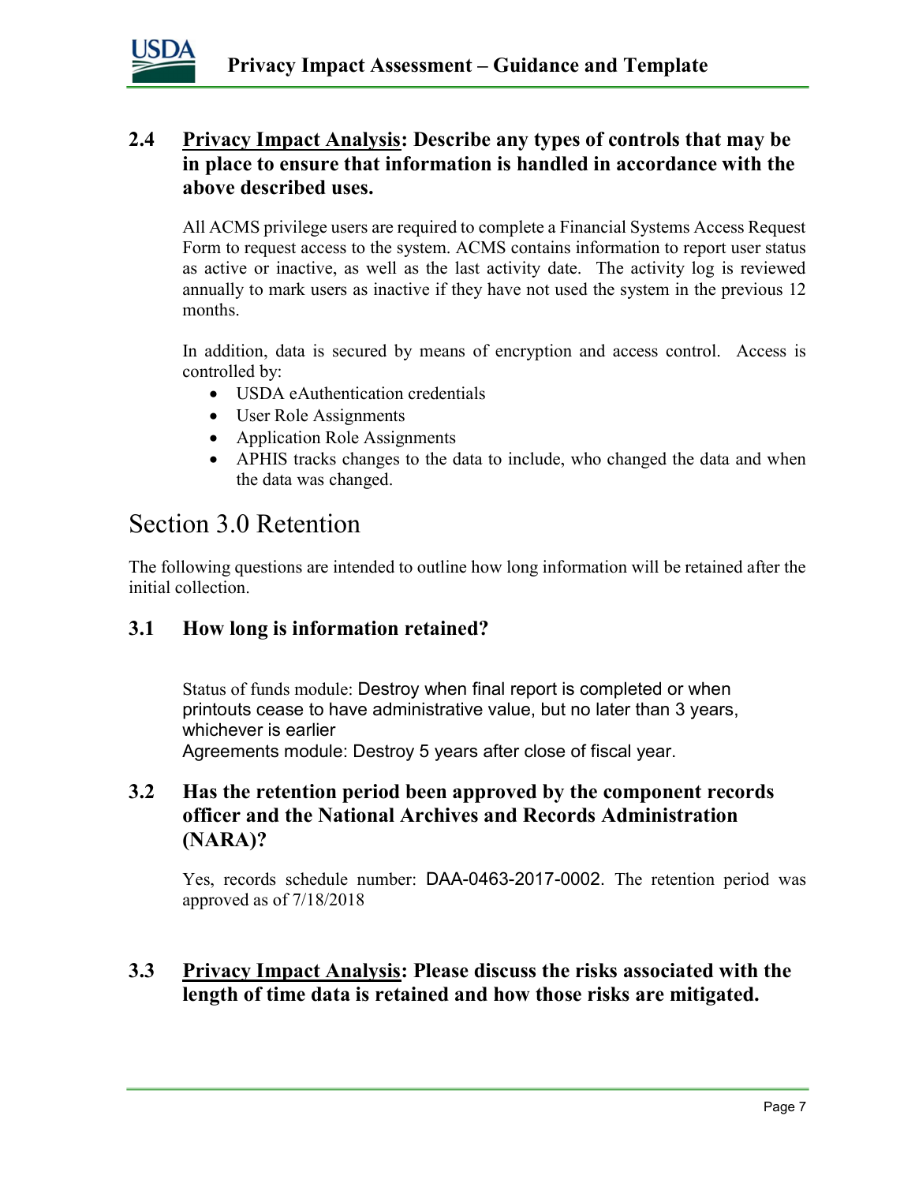### 2.4 Privacy Impact Analysis: Describe any types of controls that may be in place to ensure that information is handled in accordance with the above described uses.

All ACMS privilege users are required to complete a Financial Systems Access Request Form to request access to the system. ACMS contains information to report user status as active or inactive, as well as the last activity date. The activity log is reviewed annually to mark users as inactive if they have not used the system in the previous 12 months.

In addition, data is secured by means of encryption and access control. Access is controlled by:

- USDA eAuthentication credentials
- User Role Assignments
- Application Role Assignments
- APHIS tracks changes to the data to include, who changed the data and when the data was changed.

## Section 3.0 Retention

The following questions are intended to outline how long information will be retained after the initial collection.

### 3.1 How long is information retained?

Status of funds module: Destroy when final report is completed or when printouts cease to have administrative value, but no later than 3 years, whichever is earlier
Agreements module: Destroy 5 years after close of fiscal year.

### 3.2 Has the retention period been approved by the component records officer and the National Archives and Records Administration (NARA)?

Yes, records schedule number: DAA-0463-2017-0002. The retention period was approved as of 7/18/2018

### 3.3 Privacy Impact Analysis: Please discuss the risks associated with the length of time data is retained and how those risks are mitigated.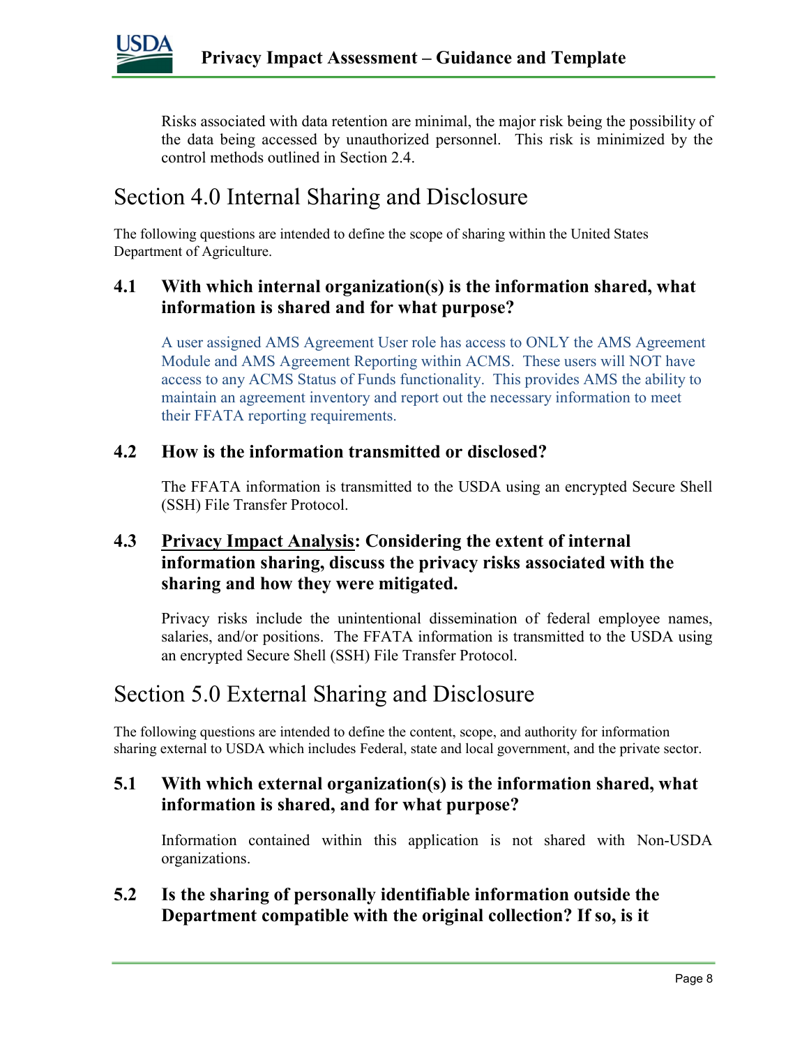Risks associated with data retention are minimal, the major risk being the possibility of the data being accessed by unauthorized personnel. This risk is minimized by the control methods outlined in Section 2.4.

# Section 4.0 Internal Sharing and Disclosure

The following questions are intended to define the scope of sharing within the United States Department of Agriculture.

## 4.1 With which internal organization(s) is the information shared, what information is shared and for what purpose?

A user assigned AMS Agreement User role has access to ONLY the AMS Agreement Module and AMS Agreement Reporting within ACMS. These users will NOT have access to any ACMS Status of Funds functionality. This provides AMS the ability to maintain an agreement inventory and report out the necessary information to meet their FFATA reporting requirements.

## 4.2 How is the information transmitted or disclosed?

The FFATA information is transmitted to the USDA using an encrypted Secure Shell (SSH) File Transfer Protocol.

## 4.3 Privacy Impact Analysis: Considering the extent of internal information sharing, discuss the privacy risks associated with the sharing and how they were mitigated.

Privacy risks include the unintentional dissemination of federal employee names, salaries, and/or positions. The FFATA information is transmitted to the USDA using an encrypted Secure Shell (SSH) File Transfer Protocol.

# Section 5.0 External Sharing and Disclosure

The following questions are intended to define the content, scope, and authority for information sharing external to USDA which includes Federal, state and local government, and the private sector.

## 5.1 With which external organization(s) is the information shared, what information is shared, and for what purpose?

Information contained within this application is not shared with Non-USDA organizations.

## 5.2 Is the sharing of personally identifiable information outside the Department compatible with the original collection? If so, is it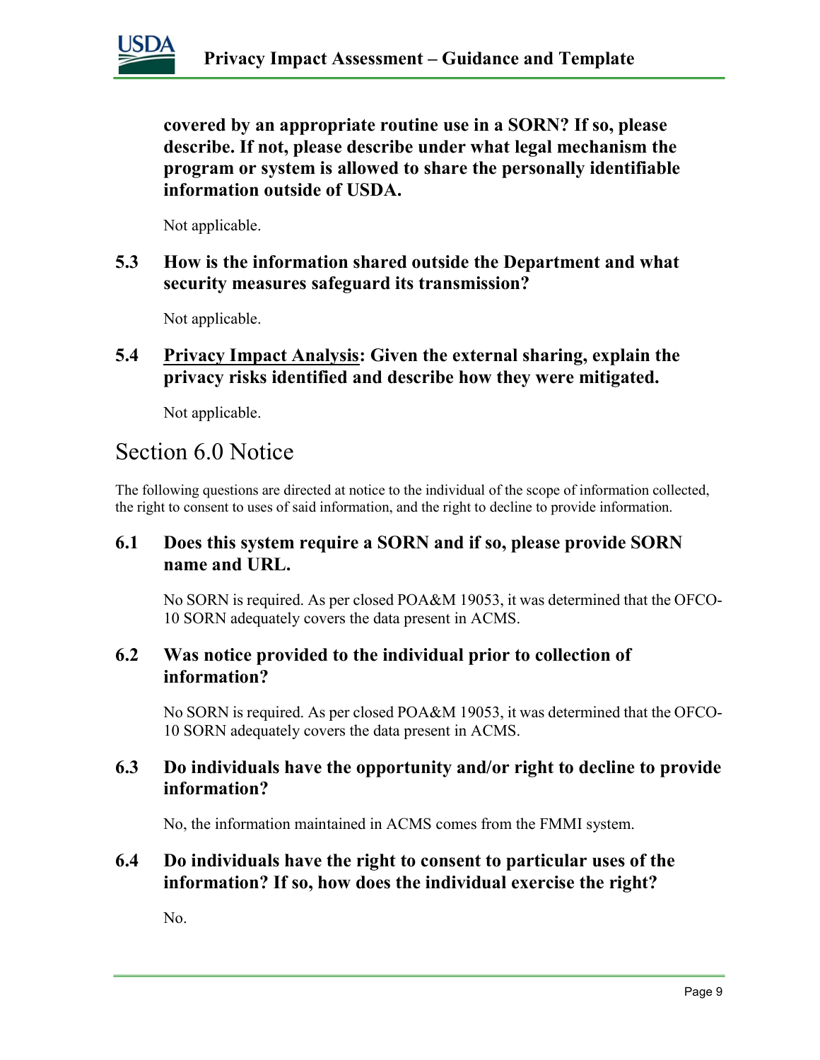**covered by an appropriate routine use in a SORN? If so, please describe. If not, please describe under what legal mechanism the program or system is allowed to share the personally identifiable information outside of USDA.**

Not applicable.

### 5.3 How is the information shared outside the Department and what security measures safeguard its transmission?

Not applicable.

### 5.4 <u>Privacy Impact Analysis</u>: Given the external sharing, explain the privacy risks identified and describe how they were mitigated.

Not applicable.

## Section 6.0 Notice

The following questions are directed at notice to the individual of the scope of information collected, the right to consent to uses of said information, and the right to decline to provide information.

### 6.1 Does this system require a SORN and if so, please provide SORN name and URL.

No SORN is required. As per closed POA&M 19053, it was determined that the OFCO-10 SORN adequately covers the data present in ACMS.

### 6.2 Was notice provided to the individual prior to collection of information?

No SORN is required. As per closed POA&M 19053, it was determined that the OFCO-10 SORN adequately covers the data present in ACMS.

### 6.3 Do individuals have the opportunity and/or right to decline to provide information?

No, the information maintained in ACMS comes from the FMMI system.

### 6.4 Do individuals have the right to consent to particular uses of the information? If so, how does the individual exercise the right?

No.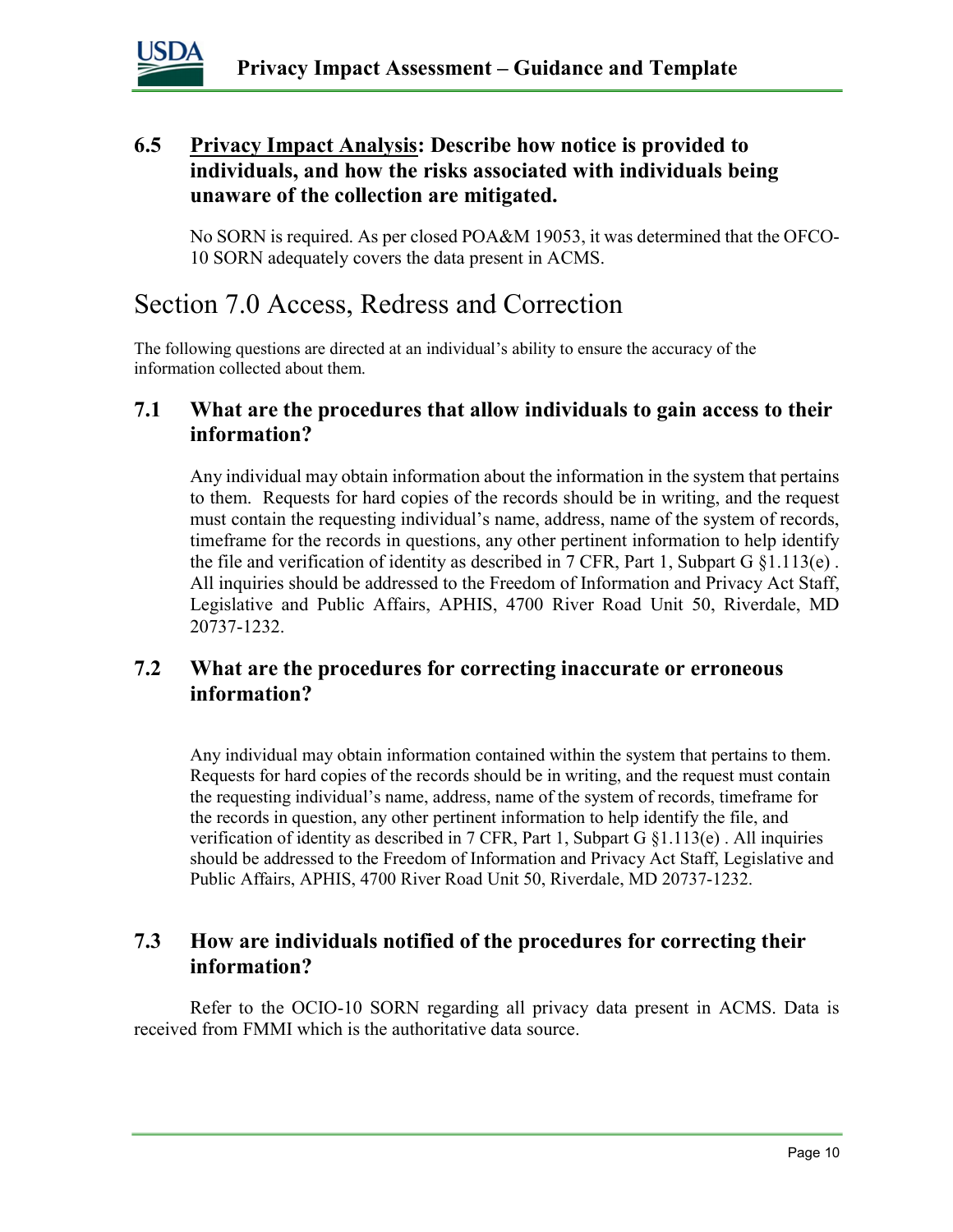### 6.5 <u>Privacy Impact Analysis</u>: Describe how notice is provided to individuals, and how the risks associated with individuals being unaware of the collection are mitigated.

No SORN is required. As per closed POA&M 19053, it was determined that the OFCO-10 SORN adequately covers the data present in ACMS.

## Section 7.0 Access, Redress and Correction

The following questions are directed at an individual's ability to ensure the accuracy of the information collected about them.

### 7.1 What are the procedures that allow individuals to gain access to their information?

Any individual may obtain information about the information in the system that pertains to them. Requests for hard copies of the records should be in writing, and the request must contain the requesting individual's name, address, name of the system of records, timeframe for the records in questions, any other pertinent information to help identify the file and verification of identity as described in 7 CFR, Part 1, Subpart G §1.113(e) . All inquiries should be addressed to the Freedom of Information and Privacy Act Staff, Legislative and Public Affairs, APHIS, 4700 River Road Unit 50, Riverdale, MD 20737-1232.

### 7.2 What are the procedures for correcting inaccurate or erroneous information?

Any individual may obtain information contained within the system that pertains to them. Requests for hard copies of the records should be in writing, and the request must contain the requesting individual's name, address, name of the system of records, timeframe for the records in question, any other pertinent information to help identify the file, and verification of identity as described in 7 CFR, Part 1, Subpart G §1.113(e) . All inquiries should be addressed to the Freedom of Information and Privacy Act Staff, Legislative and Public Affairs, APHIS, 4700 River Road Unit 50, Riverdale, MD 20737-1232.

### 7.3 How are individuals notified of the procedures for correcting their information?

Refer to the OCIO-10 SORN regarding all privacy data present in ACMS. Data is received from FMMI which is the authoritative data source.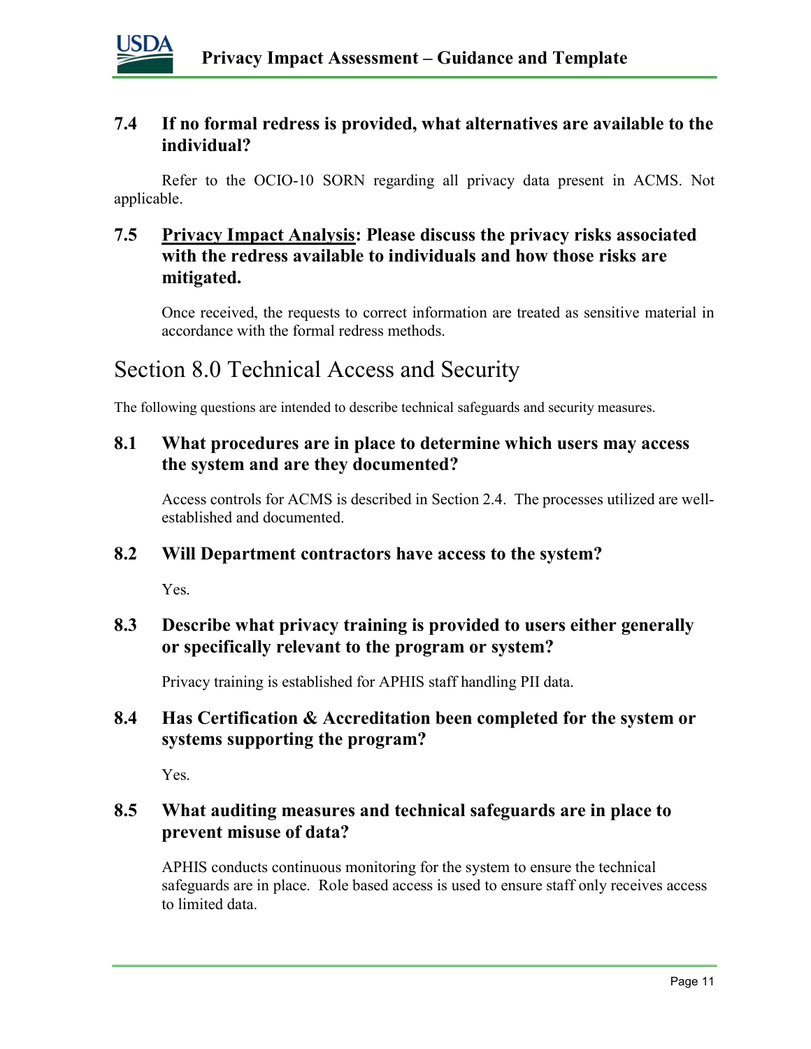### 7.4 If no formal redress is provided, what alternatives are available to the individual?

Refer to the OCIO-10 SORN regarding all privacy data present in ACMS. Not applicable.

### 7.5 <u>Privacy Impact Analysis</u>: Please discuss the privacy risks associated with the redress available to individuals and how those risks are mitigated.

Once received, the requests to correct information are treated as sensitive material in accordance with the formal redress methods.

## Section 8.0 Technical Access and Security

The following questions are intended to describe technical safeguards and security measures.

### 8.1 What procedures are in place to determine which users may access the system and are they documented?

Access controls for ACMS is described in Section 2.4. The processes utilized are well-established and documented.

### 8.2 Will Department contractors have access to the system?

Yes.

### 8.3 Describe what privacy training is provided to users either generally or specifically relevant to the program or system?

Privacy training is established for APHIS staff handling PII data.

### 8.4 Has Certification & Accreditation been completed for the system or systems supporting the program?

Yes.

### 8.5 What auditing measures and technical safeguards are in place to prevent misuse of data?

APHIS conducts continuous monitoring for the system to ensure the technical safeguards are in place. Role based access is used to ensure staff only receives access to limited data.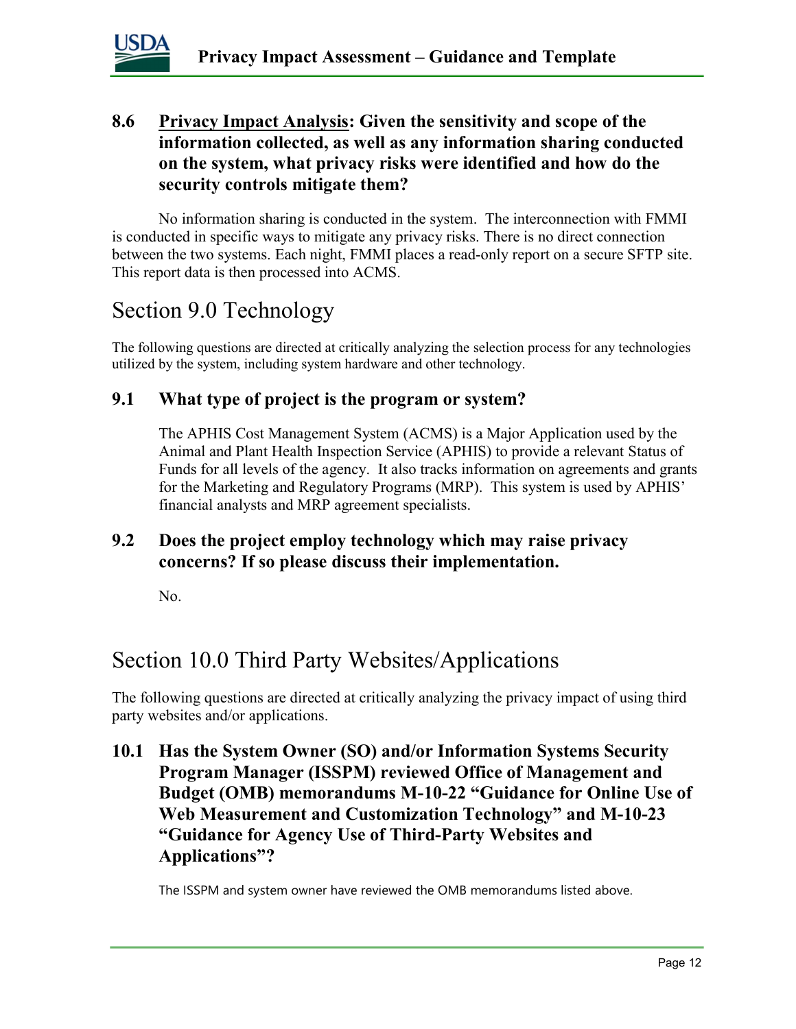### 8.6 <u>Privacy Impact Analysis</u>: Given the sensitivity and scope of the information collected, as well as any information sharing conducted on the system, what privacy risks were identified and how do the security controls mitigate them?

No information sharing is conducted in the system. The interconnection with FMMI is conducted in specific ways to mitigate any privacy risks. There is no direct connection between the two systems. Each night, FMMI places a read-only report on a secure SFTP site. This report data is then processed into ACMS.

## Section 9.0 Technology

The following questions are directed at critically analyzing the selection process for any technologies utilized by the system, including system hardware and other technology.

### 9.1 What type of project is the program or system?

The APHIS Cost Management System (ACMS) is a Major Application used by the Animal and Plant Health Inspection Service (APHIS) to provide a relevant Status of Funds for all levels of the agency. It also tracks information on agreements and grants for the Marketing and Regulatory Programs (MRP). This system is used by APHIS' financial analysts and MRP agreement specialists.

### 9.2 Does the project employ technology which may raise privacy concerns? If so please discuss their implementation.

No.

## Section 10.0 Third Party Websites/Applications

The following questions are directed at critically analyzing the privacy impact of using third party websites and/or applications.

### 10.1 Has the System Owner (SO) and/or Information Systems Security Program Manager (ISSPM) reviewed Office of Management and Budget (OMB) memorandums M-10-22 "Guidance for Online Use of Web Measurement and Customization Technology" and M-10-23 "Guidance for Agency Use of Third-Party Websites and Applications"?

The ISSPM and system owner have reviewed the OMB memorandums listed above.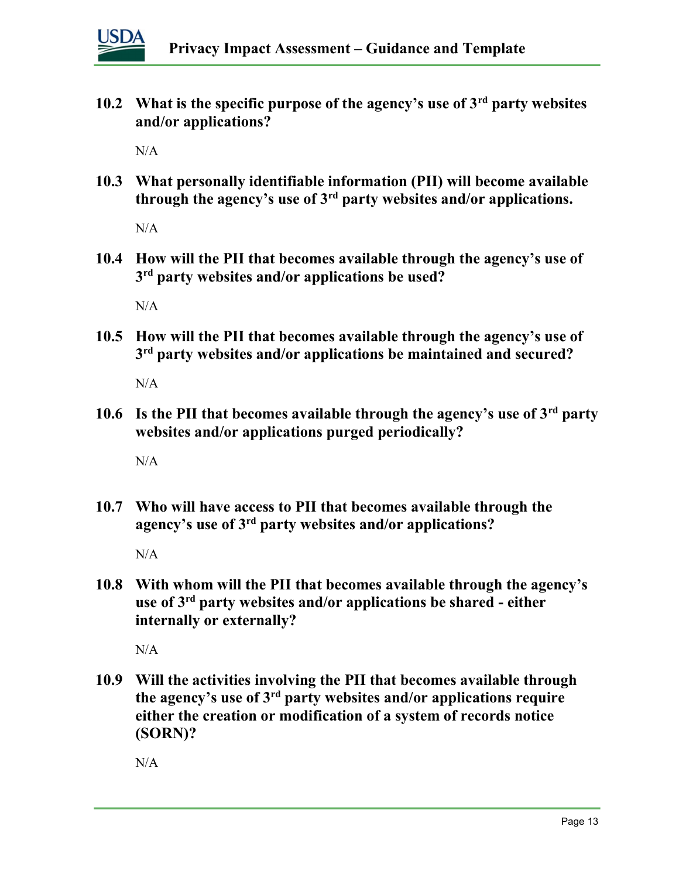**10.2 What is the specific purpose of the agency's use of 3rd party websites and/or applications?**

N/A

**10.3 What personally identifiable information (PII) will become available through the agency's use of 3rd party websites and/or applications.**

N/A

**10.4 How will the PII that becomes available through the agency's use of 3rd party websites and/or applications be used?**

N/A

**10.5 How will the PII that becomes available through the agency's use of 3rd party websites and/or applications be maintained and secured?**

N/A

**10.6 Is the PII that becomes available through the agency's use of 3rd party websites and/or applications purged periodically?**

N/A

**10.7 Who will have access to PII that becomes available through the agency's use of 3rd party websites and/or applications?**

N/A

**10.8 With whom will the PII that becomes available through the agency's use of 3rd party websites and/or applications be shared - either internally or externally?**

N/A

**10.9 Will the activities involving the PII that becomes available through the agency's use of 3rd party websites and/or applications require either the creation or modification of a system of records notice (SORN)?**

N/A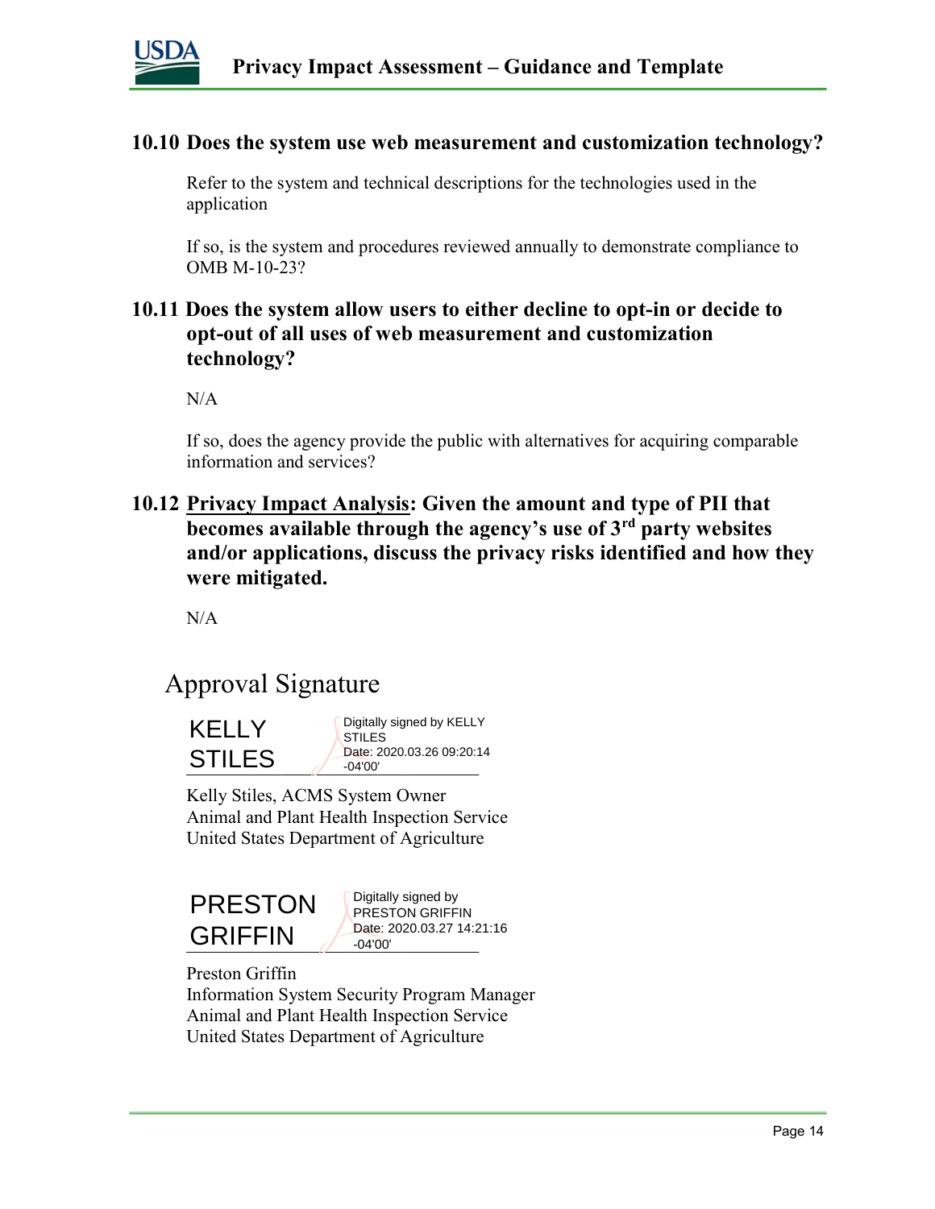### 10.10 Does the system use web measurement and customization technology?

Refer to the system and technical descriptions for the technologies used in the application

If so, is the system and procedures reviewed annually to demonstrate compliance to OMB M-10-23?

### 10.11 Does the system allow users to either decline to opt-in or decide to opt-out of all uses of web measurement and customization technology?

N/A

If so, does the agency provide the public with alternatives for acquiring comparable information and services?

### 10.12 Privacy Impact Analysis: Given the amount and type of PII that becomes available through the agency's use of 3rd party websites and/or applications, discuss the privacy risks identified and how they were mitigated.

N/A

## Approval Signature

KELLY STILES — Digitally signed by KELLY STILES Date: 2020.03.26 09:20:14 -04'00'

Kelly Stiles, ACMS System Owner
Animal and Plant Health Inspection Service
United States Department of Agriculture

PRESTON GRIFFIN — Digitally signed by PRESTON GRIFFIN Date: 2020.03.27 14:21:16 -04'00'

Preston Griffin
Information System Security Program Manager
Animal and Plant Health Inspection Service
United States Department of Agriculture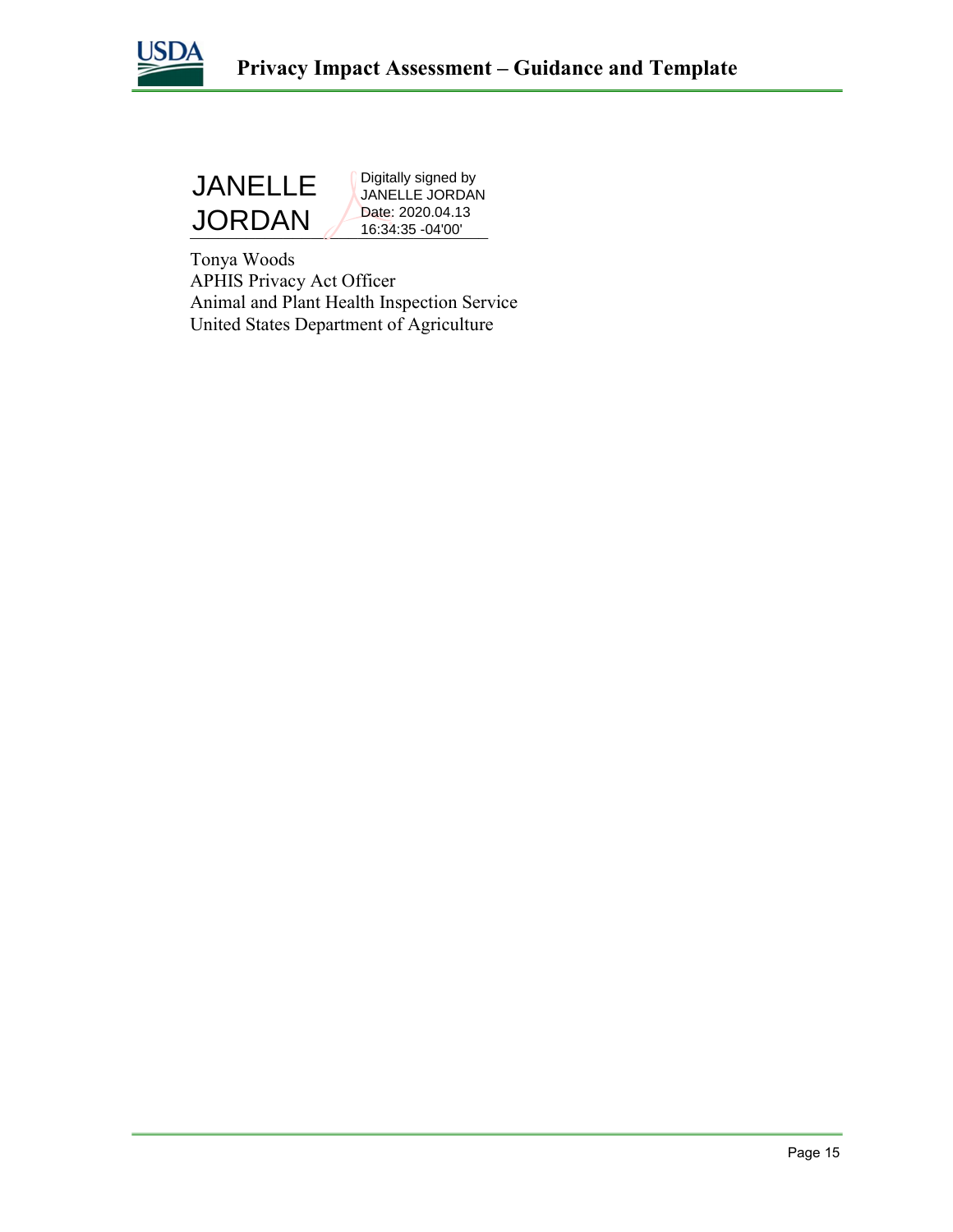JANELLE JORDAN

Digitally signed by JANELLE JORDAN
Date: 2020.04.13 16:34:35 -04'00'

Tonya Woods
APHIS Privacy Act Officer
Animal and Plant Health Inspection Service
United States Department of Agriculture